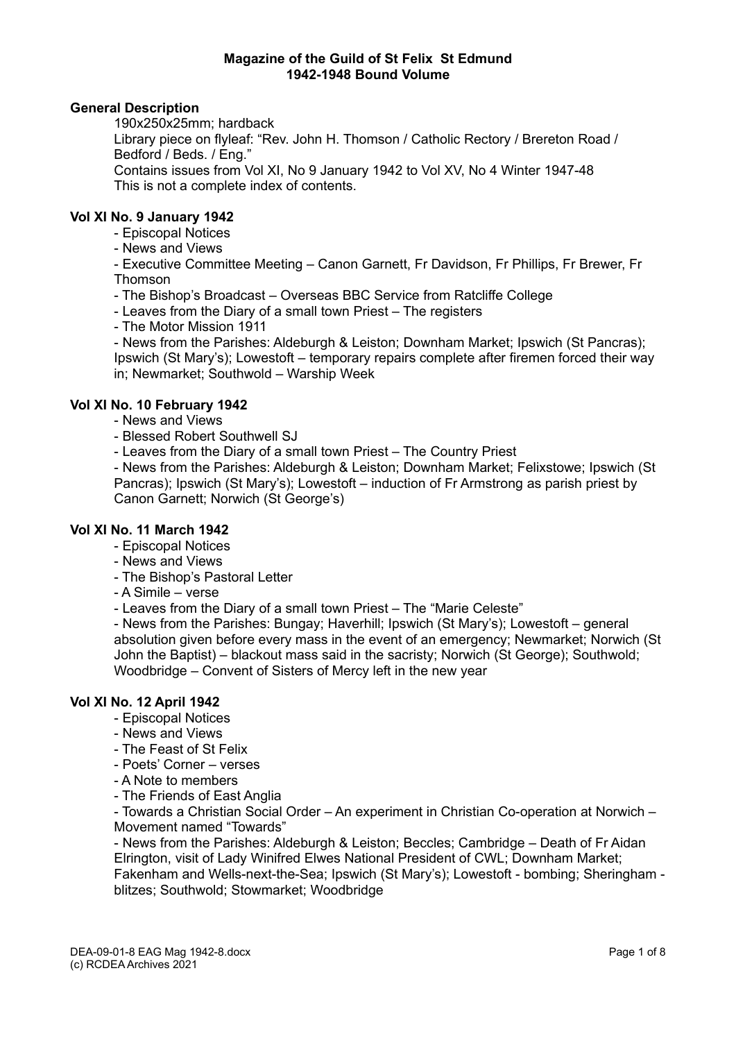# Magazine of the Guild of St Felix St Edmund
## 1942-1948 Bound Volume

### General Description

190x250x25mm; hardback

Library piece on flyleaf: "Rev. John H. Thomson / Catholic Rectory / Brereton Road / Bedford / Beds. / Eng."

Contains issues from Vol XI, No 9 January 1942 to Vol XV, No 4 Winter 1947-48

This is not a complete index of contents.

### Vol XI No. 9 January 1942

- Episcopal Notices
- News and Views
- Executive Committee Meeting – Canon Garnett, Fr Davidson, Fr Phillips, Fr Brewer, Fr Thomson
- The Bishop's Broadcast – Overseas BBC Service from Ratcliffe College
- Leaves from the Diary of a small town Priest – The registers
- The Motor Mission 1911
- News from the Parishes: Aldeburgh & Leiston; Downham Market; Ipswich (St Pancras); Ipswich (St Mary's); Lowestoft – temporary repairs complete after firemen forced their way in; Newmarket; Southwold – Warship Week

### Vol XI No. 10 February 1942

- News and Views
- Blessed Robert Southwell SJ
- Leaves from the Diary of a small town Priest – The Country Priest
- News from the Parishes: Aldeburgh & Leiston; Downham Market; Felixstowe; Ipswich (St Pancras); Ipswich (St Mary's); Lowestoft – induction of Fr Armstrong as parish priest by Canon Garnett; Norwich (St George's)

### Vol XI No. 11 March 1942

- Episcopal Notices
- News and Views
- The Bishop's Pastoral Letter
- A Simile – verse
- Leaves from the Diary of a small town Priest – The "Marie Celeste"
- News from the Parishes: Bungay; Haverhill; Ipswich (St Mary's); Lowestoft – general absolution given before every mass in the event of an emergency; Newmarket; Norwich (St John the Baptist) – blackout mass said in the sacristy; Norwich (St George); Southwold; Woodbridge – Convent of Sisters of Mercy left in the new year

### Vol XI No. 12 April 1942

- Episcopal Notices
- News and Views
- The Feast of St Felix
- Poets' Corner – verses
- A Note to members
- The Friends of East Anglia
- Towards a Christian Social Order – An experiment in Christian Co-operation at Norwich – Movement named "Towards"
- News from the Parishes: Aldeburgh & Leiston; Beccles; Cambridge – Death of Fr Aidan Elrington, visit of Lady Winifred Elwes National President of CWL; Downham Market; Fakenham and Wells-next-the-Sea; Ipswich (St Mary's); Lowestoft - bombing; Sheringham - blitzes; Southwold; Stowmarket; Woodbridge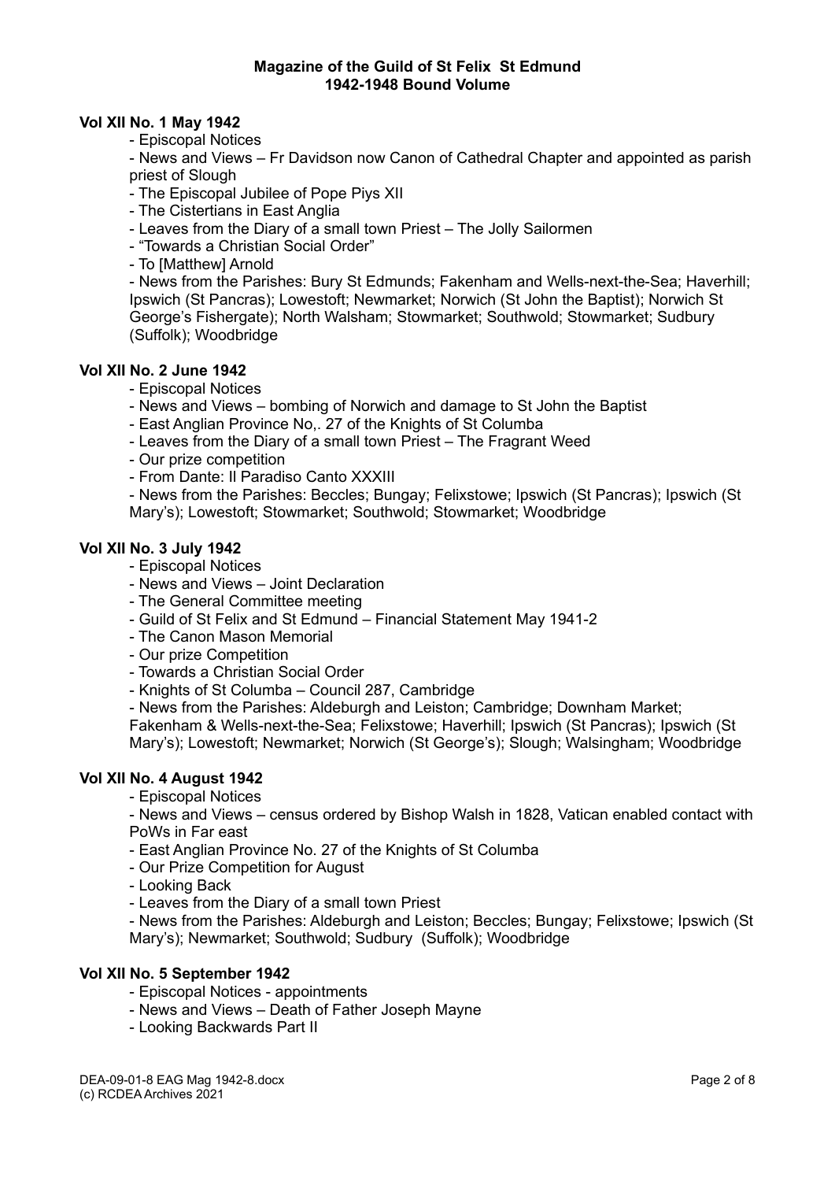**Magazine of the Guild of St Felix St Edmund**
**1942-1948 Bound Volume**

### Vol XII No. 1 May 1942

- Episcopal Notices
- News and Views – Fr Davidson now Canon of Cathedral Chapter and appointed as parish priest of Slough
- The Episcopal Jubilee of Pope Piys XII
- The Cistertians in East Anglia
- Leaves from the Diary of a small town Priest – The Jolly Sailormen
- "Towards a Christian Social Order"
- To [Matthew] Arnold
- News from the Parishes: Bury St Edmunds; Fakenham and Wells-next-the-Sea; Haverhill; Ipswich (St Pancras); Lowestoft; Newmarket; Norwich (St John the Baptist); Norwich St George's Fishergate); North Walsham; Stowmarket; Southwold; Stowmarket; Sudbury (Suffolk); Woodbridge

### Vol XII No. 2 June 1942

- Episcopal Notices
- News and Views – bombing of Norwich and damage to St John the Baptist
- East Anglian Province No,. 27 of the Knights of St Columba
- Leaves from the Diary of a small town Priest – The Fragrant Weed
- Our prize competition
- From Dante: Il Paradiso Canto XXXIII
- News from the Parishes: Beccles; Bungay; Felixstowe; Ipswich (St Pancras); Ipswich (St Mary's); Lowestoft; Stowmarket; Southwold; Stowmarket; Woodbridge

### Vol XII No. 3 July 1942

- Episcopal Notices
- News and Views – Joint Declaration
- The General Committee meeting
- Guild of St Felix and St Edmund – Financial Statement May 1941-2
- The Canon Mason Memorial
- Our prize Competition
- Towards a Christian Social Order
- Knights of St Columba – Council 287, Cambridge
- News from the Parishes: Aldeburgh and Leiston; Cambridge; Downham Market; Fakenham & Wells-next-the-Sea; Felixstowe; Haverhill; Ipswich (St Pancras); Ipswich (St Mary's); Lowestoft; Newmarket; Norwich (St George's); Slough; Walsingham; Woodbridge

### Vol XII No. 4 August 1942

- Episcopal Notices
- News and Views – census ordered by Bishop Walsh in 1828, Vatican enabled contact with PoWs in Far east
- East Anglian Province No. 27 of the Knights of St Columba
- Our Prize Competition for August
- Looking Back
- Leaves from the Diary of a small town Priest
- News from the Parishes: Aldeburgh and Leiston; Beccles; Bungay; Felixstowe; Ipswich (St Mary's); Newmarket; Southwold; Sudbury (Suffolk); Woodbridge

### Vol XII No. 5 September 1942

- Episcopal Notices - appointments
- News and Views – Death of Father Joseph Mayne
- Looking Backwards Part II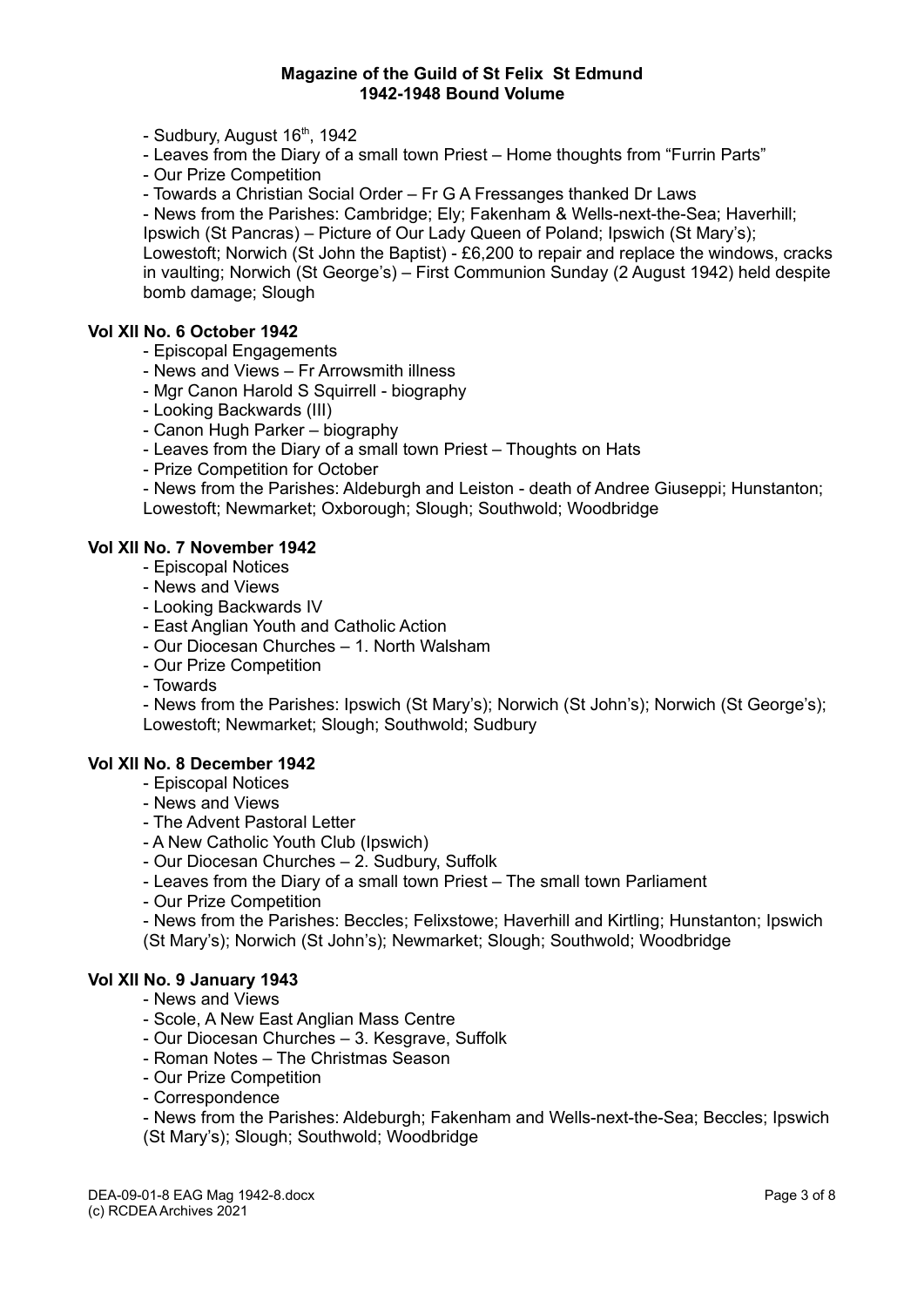- Sudbury, August 16th, 1942
- Leaves from the Diary of a small town Priest – Home thoughts from "Furrin Parts"
- Our Prize Competition
- Towards a Christian Social Order – Fr G A Fressanges thanked Dr Laws
- News from the Parishes: Cambridge; Ely; Fakenham & Wells-next-the-Sea; Haverhill; Ipswich (St Pancras) – Picture of Our Lady Queen of Poland; Ipswich (St Mary's); Lowestoft; Norwich (St John the Baptist) - £6,200 to repair and replace the windows, cracks in vaulting; Norwich (St George's) – First Communion Sunday (2 August 1942) held despite bomb damage; Slough

### Vol XII No. 6 October 1942

- Episcopal Engagements
- News and Views – Fr Arrowsmith illness
- Mgr Canon Harold S Squirrell - biography
- Looking Backwards (III)
- Canon Hugh Parker – biography
- Leaves from the Diary of a small town Priest – Thoughts on Hats
- Prize Competition for October
- News from the Parishes: Aldeburgh and Leiston - death of Andree Giuseppi; Hunstanton; Lowestoft; Newmarket; Oxborough; Slough; Southwold; Woodbridge

### Vol XII No. 7 November 1942

- Episcopal Notices
- News and Views
- Looking Backwards IV
- East Anglian Youth and Catholic Action
- Our Diocesan Churches – 1. North Walsham
- Our Prize Competition
- Towards
- News from the Parishes: Ipswich (St Mary's); Norwich (St John's); Norwich (St George's); Lowestoft; Newmarket; Slough; Southwold; Sudbury

### Vol XII No. 8 December 1942

- Episcopal Notices
- News and Views
- The Advent Pastoral Letter
- A New Catholic Youth Club (Ipswich)
- Our Diocesan Churches – 2. Sudbury, Suffolk
- Leaves from the Diary of a small town Priest – The small town Parliament
- Our Prize Competition
- News from the Parishes: Beccles; Felixstowe; Haverhill and Kirtling; Hunstanton; Ipswich (St Mary's); Norwich (St John's); Newmarket; Slough; Southwold; Woodbridge

### Vol XII No. 9 January 1943

- News and Views
- Scole, A New East Anglian Mass Centre
- Our Diocesan Churches – 3. Kesgrave, Suffolk
- Roman Notes – The Christmas Season
- Our Prize Competition
- Correspondence
- News from the Parishes: Aldeburgh; Fakenham and Wells-next-the-Sea; Beccles; Ipswich (St Mary's); Slough; Southwold; Woodbridge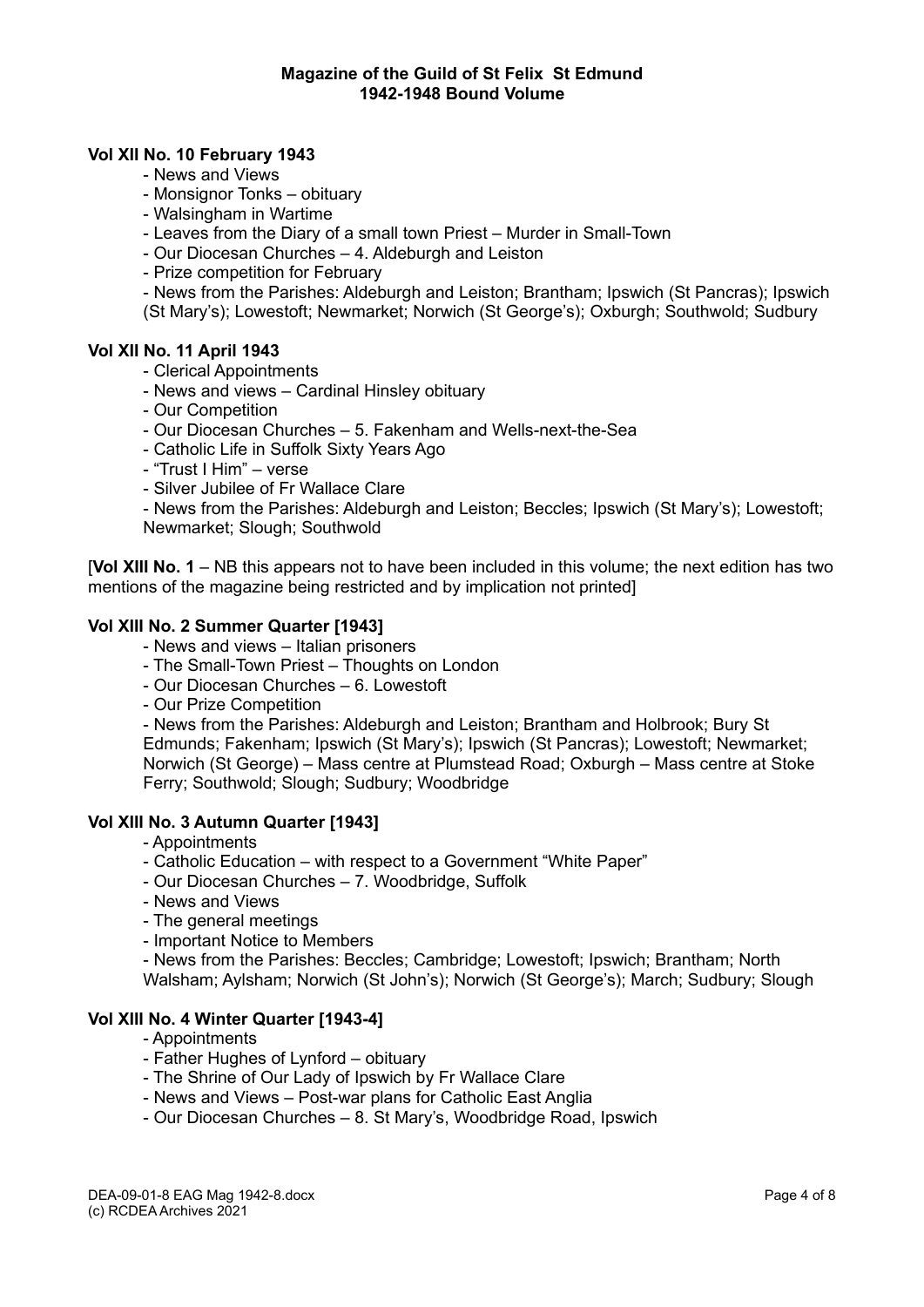**Magazine of the Guild of St Felix St Edmund**
**1942-1948 Bound Volume**

**Vol XII No. 10 February 1943**

- News and Views
- Monsignor Tonks – obituary
- Walsingham in Wartime
- Leaves from the Diary of a small town Priest – Murder in Small-Town
- Our Diocesan Churches – 4. Aldeburgh and Leiston
- Prize competition for February
- News from the Parishes: Aldeburgh and Leiston; Brantham; Ipswich (St Pancras); Ipswich (St Mary's); Lowestoft; Newmarket; Norwich (St George's); Oxburgh; Southwold; Sudbury

**Vol XII No. 11 April 1943**

- Clerical Appointments
- News and views – Cardinal Hinsley obituary
- Our Competition
- Our Diocesan Churches – 5. Fakenham and Wells-next-the-Sea
- Catholic Life in Suffolk Sixty Years Ago
- "Trust I Him" – verse
- Silver Jubilee of Fr Wallace Clare
- News from the Parishes: Aldeburgh and Leiston; Beccles; Ipswich (St Mary's); Lowestoft; Newmarket; Slough; Southwold

[**Vol XIII No. 1** – NB this appears not to have been included in this volume; the next edition has two mentions of the magazine being restricted and by implication not printed]

**Vol XIII No. 2 Summer Quarter [1943]**

- News and views – Italian prisoners
- The Small-Town Priest – Thoughts on London
- Our Diocesan Churches – 6. Lowestoft
- Our Prize Competition
- News from the Parishes: Aldeburgh and Leiston; Brantham and Holbrook; Bury St Edmunds; Fakenham; Ipswich (St Mary's); Ipswich (St Pancras); Lowestoft; Newmarket; Norwich (St George) – Mass centre at Plumstead Road; Oxburgh – Mass centre at Stoke Ferry; Southwold; Slough; Sudbury; Woodbridge

**Vol XIII No. 3 Autumn Quarter [1943]**

- Appointments
- Catholic Education – with respect to a Government "White Paper"
- Our Diocesan Churches – 7. Woodbridge, Suffolk
- News and Views
- The general meetings
- Important Notice to Members
- News from the Parishes: Beccles; Cambridge; Lowestoft; Ipswich; Brantham; North Walsham; Aylsham; Norwich (St John's); Norwich (St George's); March; Sudbury; Slough

**Vol XIII No. 4 Winter Quarter [1943-4]**

- Appointments
- Father Hughes of Lynford – obituary
- The Shrine of Our Lady of Ipswich by Fr Wallace Clare
- News and Views – Post-war plans for Catholic East Anglia
- Our Diocesan Churches – 8. St Mary's, Woodbridge Road, Ipswich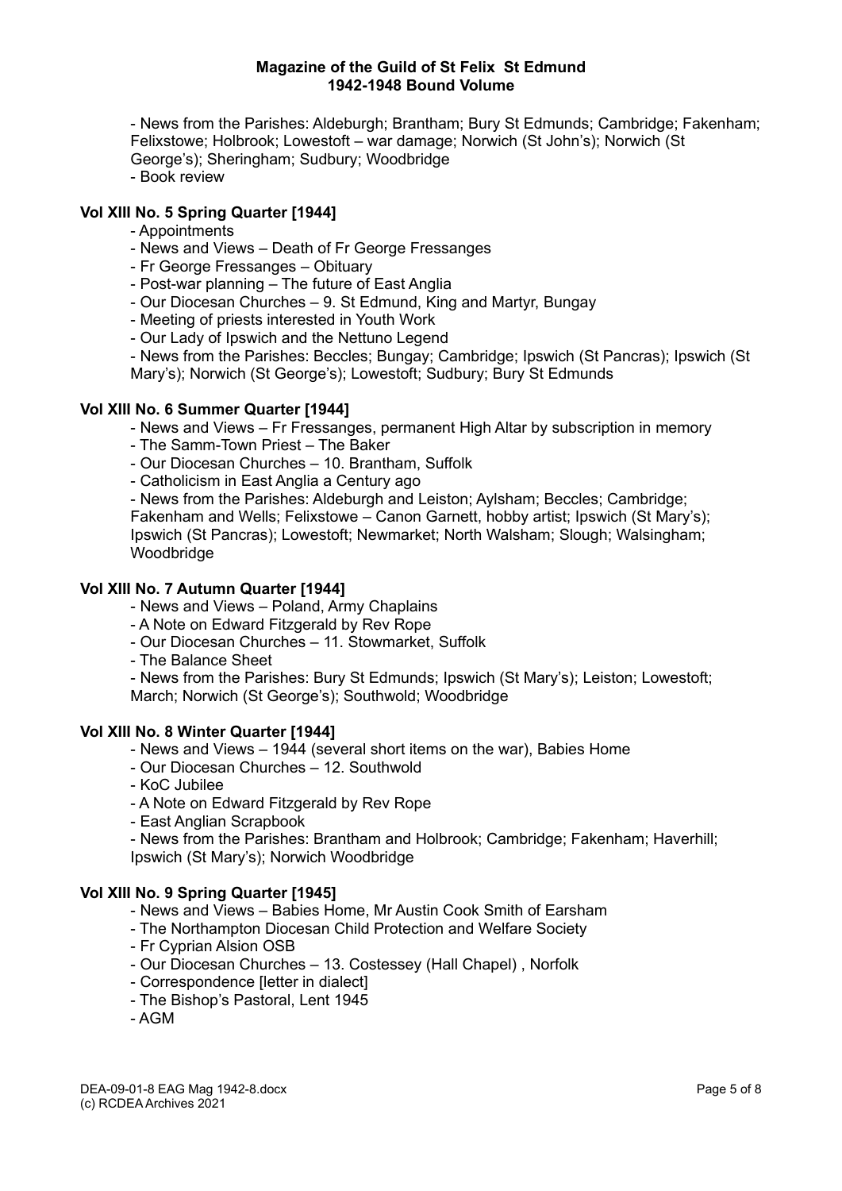**Magazine of the Guild of St Felix St Edmund**
**1942-1948 Bound Volume**

- News from the Parishes: Aldeburgh; Brantham; Bury St Edmunds; Cambridge; Fakenham; Felixstowe; Holbrook; Lowestoft – war damage; Norwich (St John's); Norwich (St George's); Sheringham; Sudbury; Woodbridge
- Book review

### Vol XIII No. 5 Spring Quarter [1944]

- Appointments
- News and Views – Death of Fr George Fressanges
- Fr George Fressanges – Obituary
- Post-war planning – The future of East Anglia
- Our Diocesan Churches – 9. St Edmund, King and Martyr, Bungay
- Meeting of priests interested in Youth Work
- Our Lady of Ipswich and the Nettuno Legend
- News from the Parishes: Beccles; Bungay; Cambridge; Ipswich (St Pancras); Ipswich (St Mary's); Norwich (St George's); Lowestoft; Sudbury; Bury St Edmunds

### Vol XIII No. 6 Summer Quarter [1944]

- News and Views – Fr Fressanges, permanent High Altar by subscription in memory
- The Samm-Town Priest – The Baker
- Our Diocesan Churches – 10. Brantham, Suffolk
- Catholicism in East Anglia a Century ago
- News from the Parishes: Aldeburgh and Leiston; Aylsham; Beccles; Cambridge; Fakenham and Wells; Felixstowe – Canon Garnett, hobby artist; Ipswich (St Mary's); Ipswich (St Pancras); Lowestoft; Newmarket; North Walsham; Slough; Walsingham; Woodbridge

### Vol XIII No. 7 Autumn Quarter [1944]

- News and Views – Poland, Army Chaplains
- A Note on Edward Fitzgerald by Rev Rope
- Our Diocesan Churches – 11. Stowmarket, Suffolk
- The Balance Sheet
- News from the Parishes: Bury St Edmunds; Ipswich (St Mary's); Leiston; Lowestoft; March; Norwich (St George's); Southwold; Woodbridge

### Vol XIII No. 8 Winter Quarter [1944]

- News and Views – 1944 (several short items on the war), Babies Home
- Our Diocesan Churches – 12. Southwold
- KoC Jubilee
- A Note on Edward Fitzgerald by Rev Rope
- East Anglian Scrapbook
- News from the Parishes: Brantham and Holbrook; Cambridge; Fakenham; Haverhill; Ipswich (St Mary's); Norwich Woodbridge

### Vol XIII No. 9 Spring Quarter [1945]

- News and Views – Babies Home, Mr Austin Cook Smith of Earsham
- The Northampton Diocesan Child Protection and Welfare Society
- Fr Cyprian Alsion OSB
- Our Diocesan Churches – 13. Costessey (Hall Chapel) , Norfolk
- Correspondence [letter in dialect]
- The Bishop's Pastoral, Lent 1945
- AGM

DEA-09-01-8 EAG Mag 1942-8.docx
(c) RCDEA Archives 2021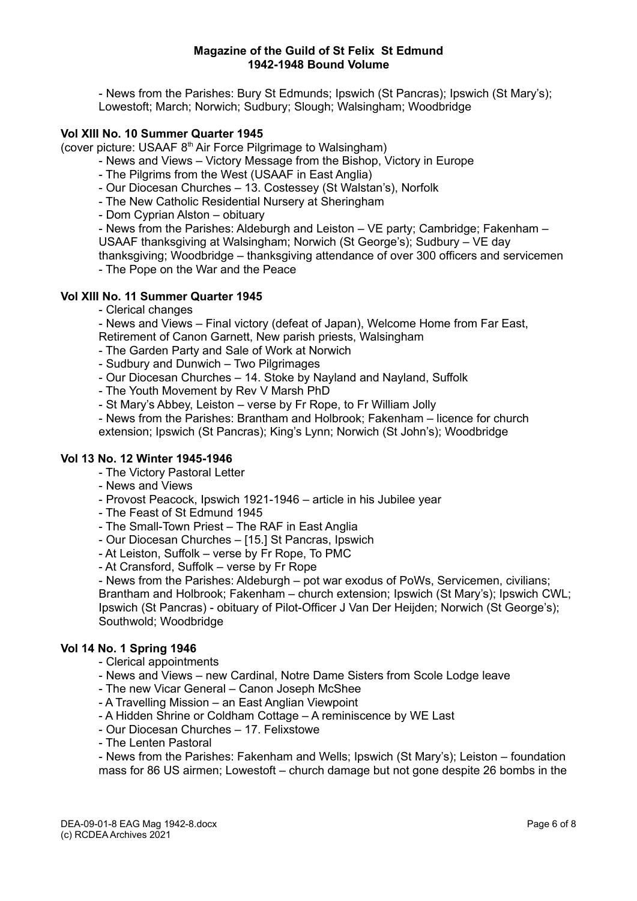- News from the Parishes: Bury St Edmunds; Ipswich (St Pancras); Ipswich (St Mary's); Lowestoft; March; Norwich; Sudbury; Slough; Walsingham; Woodbridge

### Vol XIII No. 10 Summer Quarter 1945

(cover picture: USAAF 8th Air Force Pilgrimage to Walsingham)

- News and Views – Victory Message from the Bishop, Victory in Europe
- The Pilgrims from the West (USAAF in East Anglia)
- Our Diocesan Churches – 13. Costessey (St Walstan's), Norfolk
- The New Catholic Residential Nursery at Sheringham
- Dom Cyprian Alston – obituary
- News from the Parishes: Aldeburgh and Leiston – VE party; Cambridge; Fakenham – USAAF thanksgiving at Walsingham; Norwich (St George's); Sudbury – VE day thanksgiving; Woodbridge – thanksgiving attendance of over 300 officers and servicemen
- The Pope on the War and the Peace

### Vol XIII No. 11 Summer Quarter 1945

- Clerical changes
- News and Views – Final victory (defeat of Japan), Welcome Home from Far East, Retirement of Canon Garnett, New parish priests, Walsingham
- The Garden Party and Sale of Work at Norwich
- Sudbury and Dunwich – Two Pilgrimages
- Our Diocesan Churches – 14. Stoke by Nayland and Nayland, Suffolk
- The Youth Movement by Rev V Marsh PhD
- St Mary's Abbey, Leiston – verse by Fr Rope, to Fr William Jolly
- News from the Parishes: Brantham and Holbrook; Fakenham – licence for church extension; Ipswich (St Pancras); King's Lynn; Norwich (St John's); Woodbridge

### Vol 13 No. 12 Winter 1945-1946

- The Victory Pastoral Letter
- News and Views
- Provost Peacock, Ipswich 1921-1946 – article in his Jubilee year
- The Feast of St Edmund 1945
- The Small-Town Priest – The RAF in East Anglia
- Our Diocesan Churches – [15.] St Pancras, Ipswich
- At Leiston, Suffolk – verse by Fr Rope, To PMC
- At Cransford, Suffolk – verse by Fr Rope
- News from the Parishes: Aldeburgh – pot war exodus of PoWs, Servicemen, civilians; Brantham and Holbrook; Fakenham – church extension; Ipswich (St Mary's); Ipswich CWL; Ipswich (St Pancras) - obituary of Pilot-Officer J Van Der Heijden; Norwich (St George's); Southwold; Woodbridge

### Vol 14 No. 1 Spring 1946

- Clerical appointments
- News and Views – new Cardinal, Notre Dame Sisters from Scole Lodge leave
- The new Vicar General – Canon Joseph McShee
- A Travelling Mission – an East Anglian Viewpoint
- A Hidden Shrine or Coldham Cottage – A reminiscence by WE Last
- Our Diocesan Churches – 17. Felixstowe
- The Lenten Pastoral
- News from the Parishes: Fakenham and Wells; Ipswich (St Mary's); Leiston – foundation mass for 86 US airmen; Lowestoft – church damage but not gone despite 26 bombs in the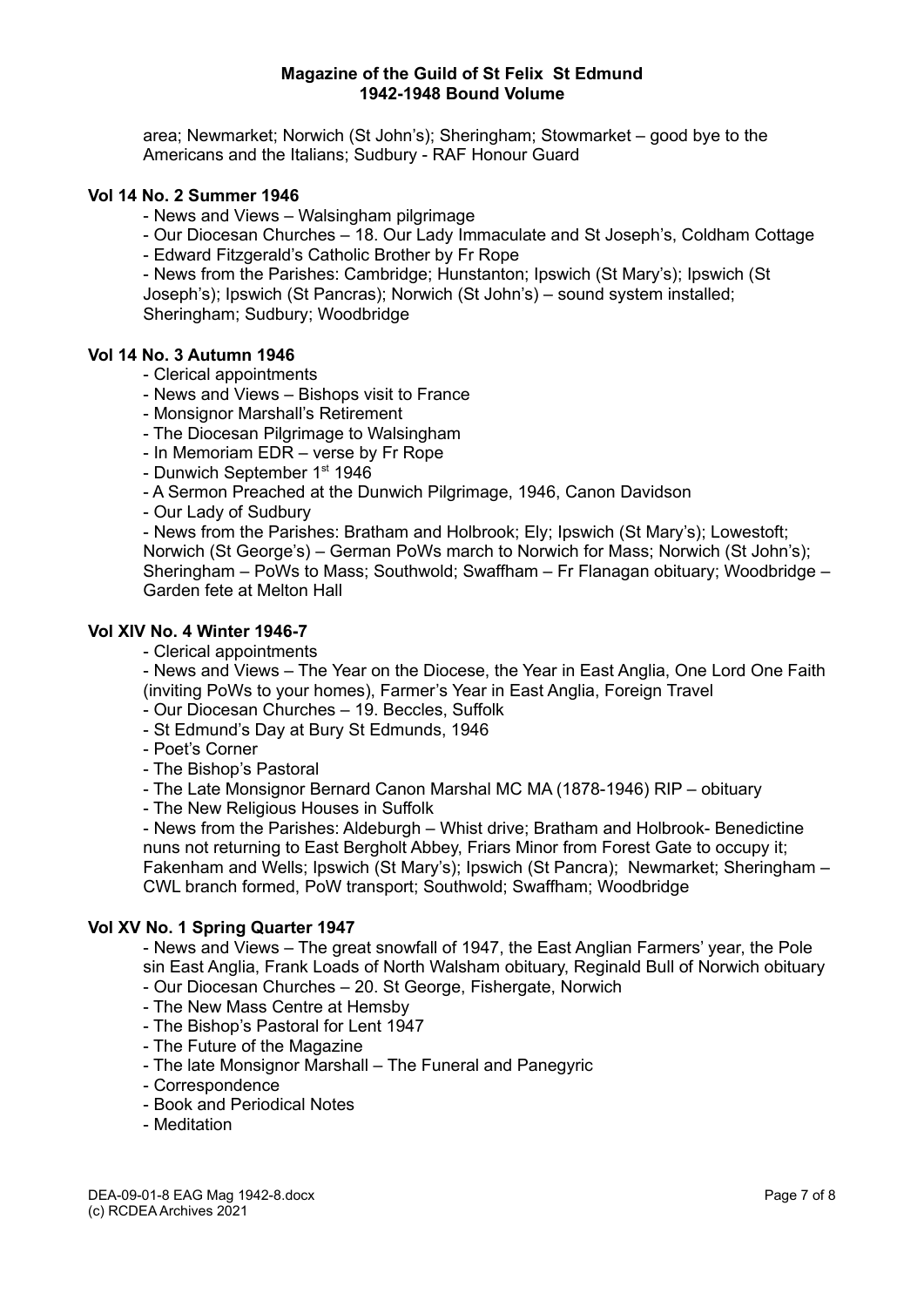area; Newmarket; Norwich (St John's); Sheringham; Stowmarket – good bye to the Americans and the Italians; Sudbury - RAF Honour Guard

**Vol 14 No. 2 Summer 1946**

- News and Views – Walsingham pilgrimage
- Our Diocesan Churches – 18. Our Lady Immaculate and St Joseph's, Coldham Cottage
- Edward Fitzgerald's Catholic Brother by Fr Rope
- News from the Parishes: Cambridge; Hunstanton; Ipswich (St Mary's); Ipswich (St Joseph's); Ipswich (St Pancras); Norwich (St John's) – sound system installed; Sheringham; Sudbury; Woodbridge

**Vol 14 No. 3 Autumn 1946**

- Clerical appointments
- News and Views – Bishops visit to France
- Monsignor Marshall's Retirement
- The Diocesan Pilgrimage to Walsingham
- In Memoriam EDR – verse by Fr Rope
- Dunwich September 1st 1946
- A Sermon Preached at the Dunwich Pilgrimage, 1946, Canon Davidson
- Our Lady of Sudbury
- News from the Parishes: Bratham and Holbrook; Ely; Ipswich (St Mary's); Lowestoft; Norwich (St George's) – German PoWs march to Norwich for Mass; Norwich (St John's); Sheringham – PoWs to Mass; Southwold; Swaffham – Fr Flanagan obituary; Woodbridge – Garden fete at Melton Hall

**Vol XIV No. 4 Winter 1946-7**

- Clerical appointments
- News and Views – The Year on the Diocese, the Year in East Anglia, One Lord One Faith (inviting PoWs to your homes), Farmer's Year in East Anglia, Foreign Travel
- Our Diocesan Churches – 19. Beccles, Suffolk
- St Edmund's Day at Bury St Edmunds, 1946
- Poet's Corner
- The Bishop's Pastoral
- The Late Monsignor Bernard Canon Marshal MC MA (1878-1946) RIP – obituary
- The New Religious Houses in Suffolk
- News from the Parishes: Aldeburgh – Whist drive; Bratham and Holbrook- Benedictine nuns not returning to East Bergholt Abbey, Friars Minor from Forest Gate to occupy it; Fakenham and Wells; Ipswich (St Mary's); Ipswich (St Pancra); Newmarket; Sheringham – CWL branch formed, PoW transport; Southwold; Swaffham; Woodbridge

**Vol XV No. 1 Spring Quarter 1947**

- News and Views – The great snowfall of 1947, the East Anglian Farmers' year, the Pole sin East Anglia, Frank Loads of North Walsham obituary, Reginald Bull of Norwich obituary
- Our Diocesan Churches – 20. St George, Fishergate, Norwich
- The New Mass Centre at Hemsby
- The Bishop's Pastoral for Lent 1947
- The Future of the Magazine
- The late Monsignor Marshall – The Funeral and Panegyric
- Correspondence
- Book and Periodical Notes
- Meditation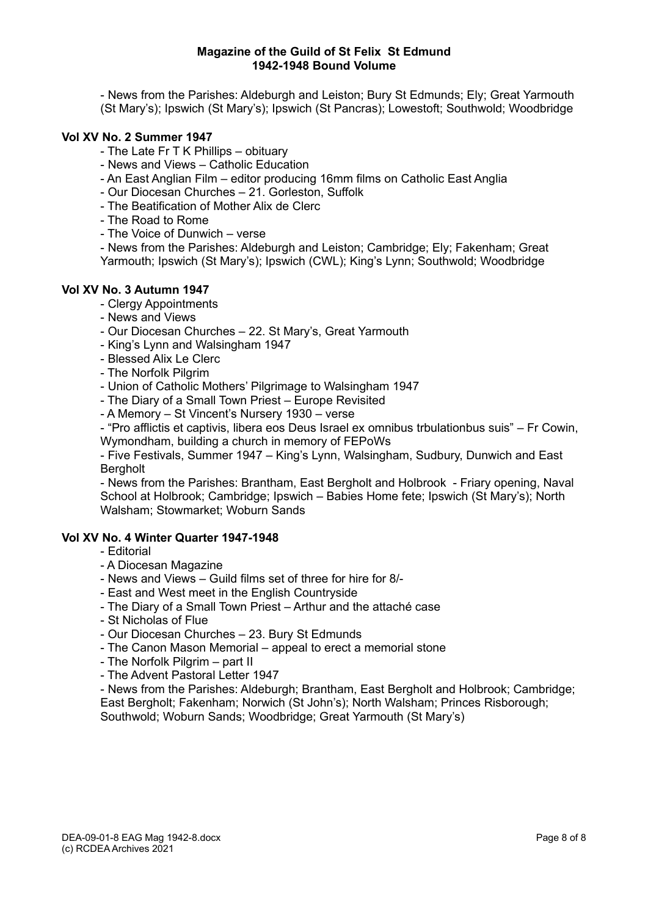- News from the Parishes: Aldeburgh and Leiston; Bury St Edmunds; Ely; Great Yarmouth (St Mary's); Ipswich (St Mary's); Ipswich (St Pancras); Lowestoft; Southwold; Woodbridge

**Vol XV No. 2 Summer 1947**

- The Late Fr T K Phillips – obituary
- News and Views – Catholic Education
- An East Anglian Film – editor producing 16mm films on Catholic East Anglia
- Our Diocesan Churches – 21. Gorleston, Suffolk
- The Beatification of Mother Alix de Clerc
- The Road to Rome
- The Voice of Dunwich – verse
- News from the Parishes: Aldeburgh and Leiston; Cambridge; Ely; Fakenham; Great Yarmouth; Ipswich (St Mary's); Ipswich (CWL); King's Lynn; Southwold; Woodbridge

**Vol XV No. 3 Autumn 1947**

- Clergy Appointments
- News and Views
- Our Diocesan Churches – 22. St Mary's, Great Yarmouth
- King's Lynn and Walsingham 1947
- Blessed Alix Le Clerc
- The Norfolk Pilgrim
- Union of Catholic Mothers' Pilgrimage to Walsingham 1947
- The Diary of a Small Town Priest – Europe Revisited
- A Memory – St Vincent's Nursery 1930 – verse
- "Pro afflictis et captivis, libera eos Deus Israel ex omnibus trbulationbus suis" – Fr Cowin, Wymondham, building a church in memory of FEPoWs
- Five Festivals, Summer 1947 – King's Lynn, Walsingham, Sudbury, Dunwich and East Bergholt
- News from the Parishes: Brantham, East Bergholt and Holbrook - Friary opening, Naval School at Holbrook; Cambridge; Ipswich – Babies Home fete; Ipswich (St Mary's); North Walsham; Stowmarket; Woburn Sands

**Vol XV No. 4 Winter Quarter 1947-1948**

- Editorial
- A Diocesan Magazine
- News and Views – Guild films set of three for hire for 8/-
- East and West meet in the English Countryside
- The Diary of a Small Town Priest – Arthur and the attaché case
- St Nicholas of Flue
- Our Diocesan Churches – 23. Bury St Edmunds
- The Canon Mason Memorial – appeal to erect a memorial stone
- The Norfolk Pilgrim – part II
- The Advent Pastoral Letter 1947
- News from the Parishes: Aldeburgh; Brantham, East Bergholt and Holbrook; Cambridge; East Bergholt; Fakenham; Norwich (St John's); North Walsham; Princes Risborough; Southwold; Woburn Sands; Woodbridge; Great Yarmouth (St Mary's)